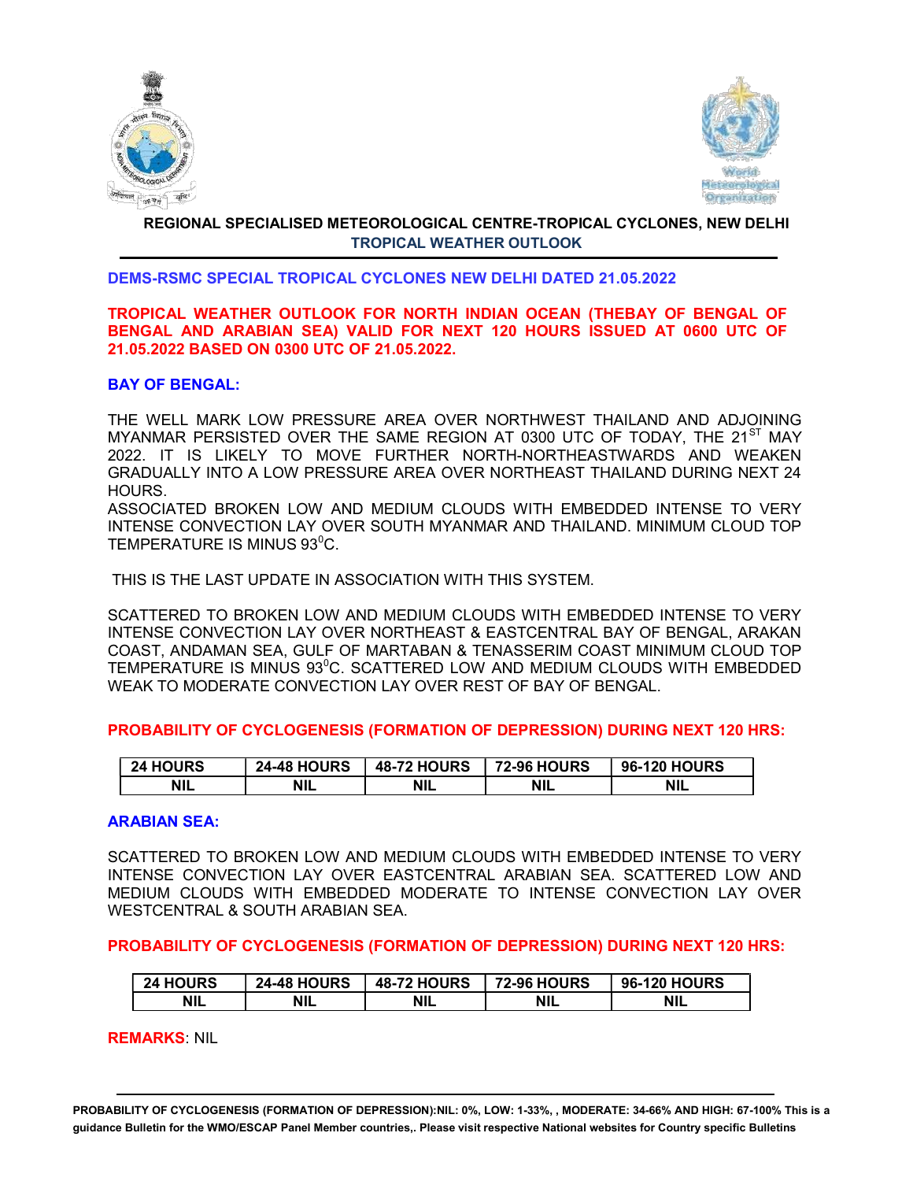**REGIONAL SPECIALISED METEOROLOGICAL CENTRE-TROPICAL CYCLONES, NEW DELHI**
**TROPICAL WEATHER OUTLOOK**

**DEMS-RSMC SPECIAL TROPICAL CYCLONES NEW DELHI DATED 21.05.2022**

**TROPICAL WEATHER OUTLOOK FOR NORTH INDIAN OCEAN (THEBAY OF BENGAL OF BENGAL AND ARABIAN SEA) VALID FOR NEXT 120 HOURS ISSUED AT 0600 UTC OF 21.05.2022 BASED ON 0300 UTC OF 21.05.2022.**

**BAY OF BENGAL:**

THE WELL MARK LOW PRESSURE AREA OVER NORTHWEST THAILAND AND ADJOINING MYANMAR PERSISTED OVER THE SAME REGION AT 0300 UTC OF TODAY, THE 21ST MAY 2022. IT IS LIKELY TO MOVE FURTHER NORTH-NORTHEASTWARDS AND WEAKEN GRADUALLY INTO A LOW PRESSURE AREA OVER NORTHEAST THAILAND DURING NEXT 24 HOURS.
ASSOCIATED BROKEN LOW AND MEDIUM CLOUDS WITH EMBEDDED INTENSE TO VERY INTENSE CONVECTION LAY OVER SOUTH MYANMAR AND THAILAND. MINIMUM CLOUD TOP TEMPERATURE IS MINUS 93$^0$C.

THIS IS THE LAST UPDATE IN ASSOCIATION WITH THIS SYSTEM.

SCATTERED TO BROKEN LOW AND MEDIUM CLOUDS WITH EMBEDDED INTENSE TO VERY INTENSE CONVECTION LAY OVER NORTHEAST & EASTCENTRAL BAY OF BENGAL, ARAKAN COAST, ANDAMAN SEA, GULF OF MARTABAN & TENASSERIM COAST MINIMUM CLOUD TOP TEMPERATURE IS MINUS 93$^0$C. SCATTERED LOW AND MEDIUM CLOUDS WITH EMBEDDED WEAK TO MODERATE CONVECTION LAY OVER REST OF BAY OF BENGAL.

**PROBABILITY OF CYCLOGENESIS (FORMATION OF DEPRESSION) DURING NEXT 120 HRS:**

| 24 HOURS | 24-48 HOURS | 48-72 HOURS | 72-96 HOURS | 96-120 HOURS |
|---|---|---|---|---|
| NIL | NIL | NIL | NIL | NIL |

**ARABIAN SEA:**

SCATTERED TO BROKEN LOW AND MEDIUM CLOUDS WITH EMBEDDED INTENSE TO VERY INTENSE CONVECTION LAY OVER EASTCENTRAL ARABIAN SEA. SCATTERED LOW AND MEDIUM CLOUDS WITH EMBEDDED MODERATE TO INTENSE CONVECTION LAY OVER WESTCENTRAL & SOUTH ARABIAN SEA.

**PROBABILITY OF CYCLOGENESIS (FORMATION OF DEPRESSION) DURING NEXT 120 HRS:**

| 24 HOURS | 24-48 HOURS | 48-72 HOURS | 72-96 HOURS | 96-120 HOURS |
|---|---|---|---|---|
| NIL | NIL | NIL | NIL | NIL |

**REMARKS**: NIL

**PROBABILITY OF CYCLOGENESIS (FORMATION OF DEPRESSION):NIL: 0%, LOW: 1-33%, , MODERATE: 34-66% AND HIGH: 67-100% This is a guidance Bulletin for the WMO/ESCAP Panel Member countries,. Please visit respective National websites for Country specific Bulletins**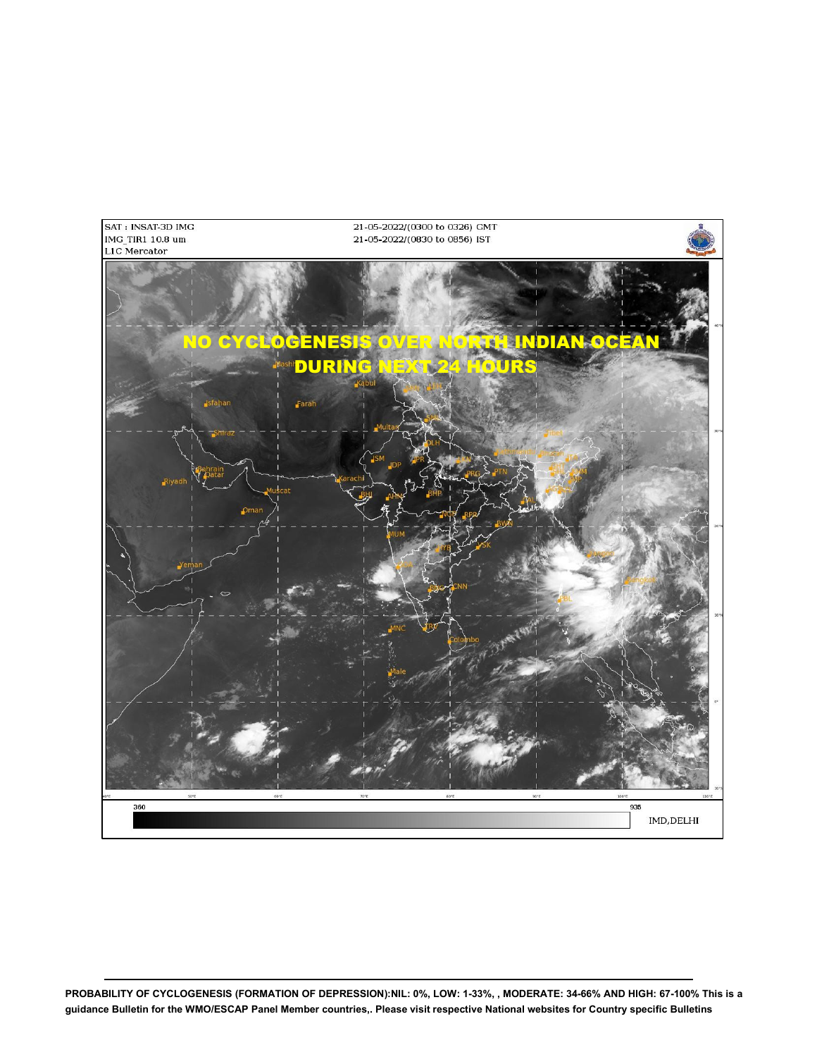SAT : INSAT-3D IMG
IMG_TIR1 10.8 um
L1C Mercator

21-05-2022/(0300 to 0326) GMT
21-05-2022/(0830 to 0856) IST

NO CYCLOGENESIS OVER NORTH INDIAN OCEAN DURING NEXT 24 HOURS

360

935

IMD,DELHI

**PROBABILITY OF CYCLOGENESIS (FORMATION OF DEPRESSION):NIL: 0%, LOW: 1-33%, , MODERATE: 34-66% AND HIGH: 67-100% This is a guidance Bulletin for the WMO/ESCAP Panel Member countries,. Please visit respective National websites for Country specific Bulletins**